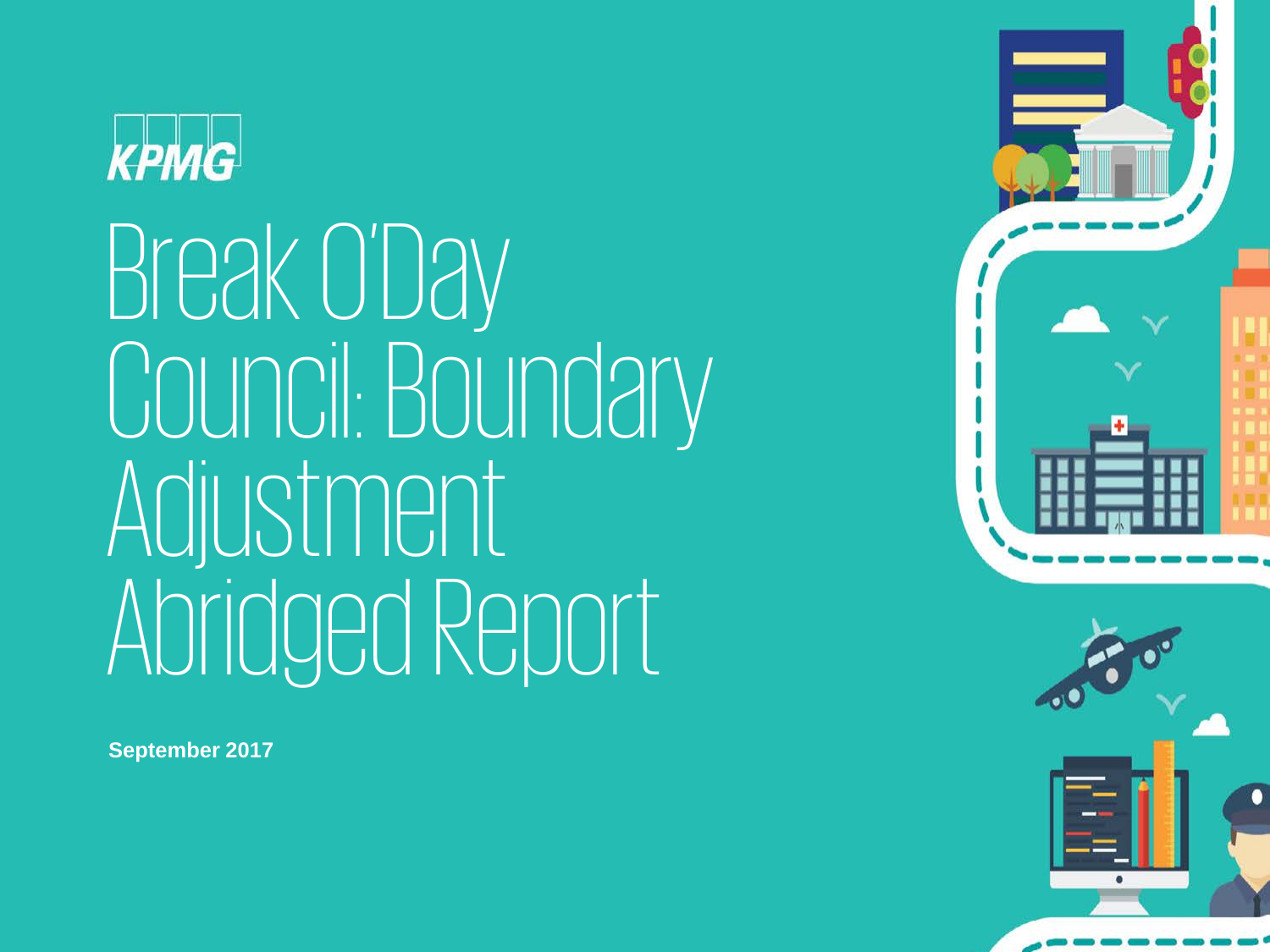KPMG

# Break O'Day Council: Boundary Adjustment Abridged Report

**September 2017**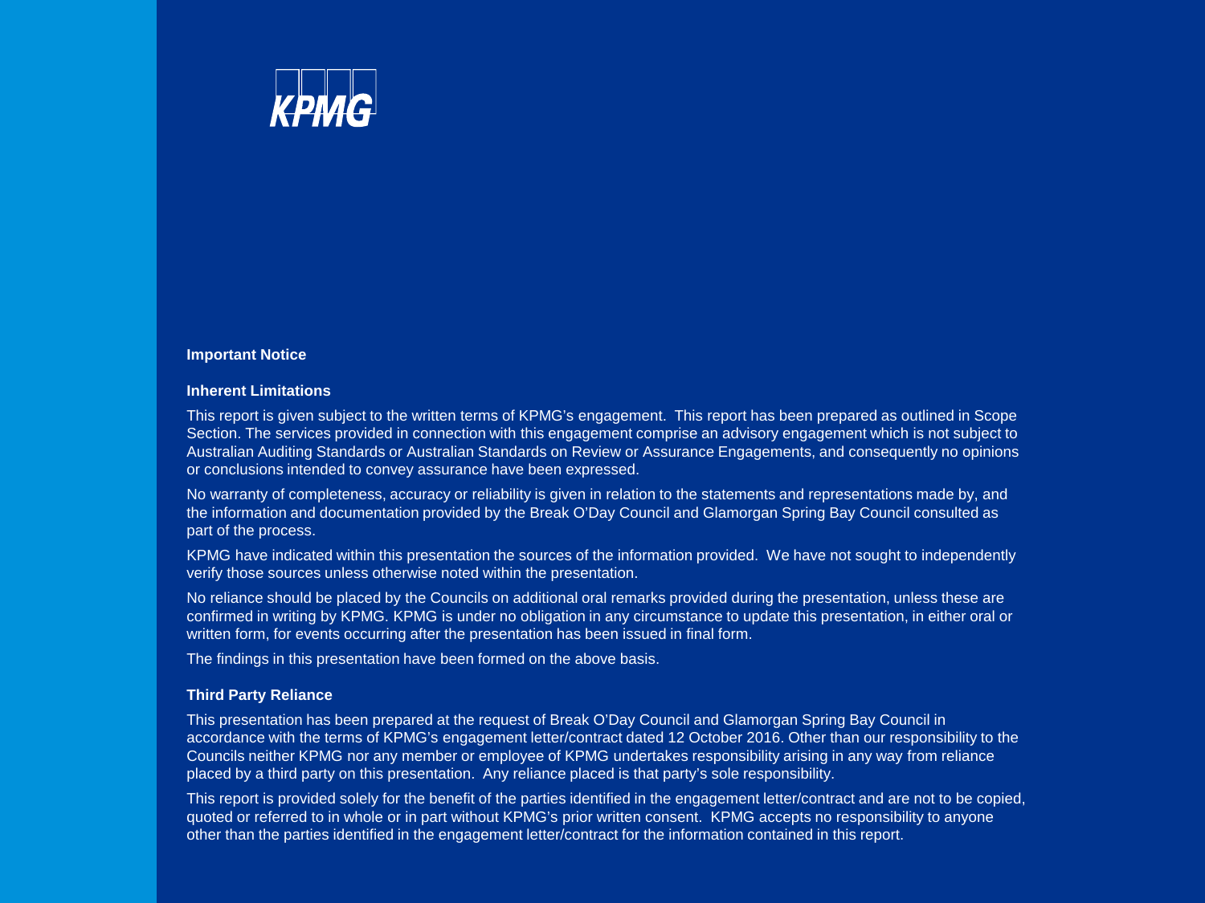KPMG

## Important Notice

### Inherent Limitations

This report is given subject to the written terms of KPMG's engagement. This report has been prepared as outlined in Scope Section. The services provided in connection with this engagement comprise an advisory engagement which is not subject to Australian Auditing Standards or Australian Standards on Review or Assurance Engagements, and consequently no opinions or conclusions intended to convey assurance have been expressed.

No warranty of completeness, accuracy or reliability is given in relation to the statements and representations made by, and the information and documentation provided by the Break O'Day Council and Glamorgan Spring Bay Council consulted as part of the process.

KPMG have indicated within this presentation the sources of the information provided. We have not sought to independently verify those sources unless otherwise noted within the presentation.

No reliance should be placed by the Councils on additional oral remarks provided during the presentation, unless these are confirmed in writing by KPMG. KPMG is under no obligation in any circumstance to update this presentation, in either oral or written form, for events occurring after the presentation has been issued in final form.

The findings in this presentation have been formed on the above basis.

### Third Party Reliance

This presentation has been prepared at the request of Break O'Day Council and Glamorgan Spring Bay Council in accordance with the terms of KPMG's engagement letter/contract dated 12 October 2016. Other than our responsibility to the Councils neither KPMG nor any member or employee of KPMG undertakes responsibility arising in any way from reliance placed by a third party on this presentation. Any reliance placed is that party's sole responsibility.

This report is provided solely for the benefit of the parties identified in the engagement letter/contract and are not to be copied, quoted or referred to in whole or in part without KPMG's prior written consent. KPMG accepts no responsibility to anyone other than the parties identified in the engagement letter/contract for the information contained in this report.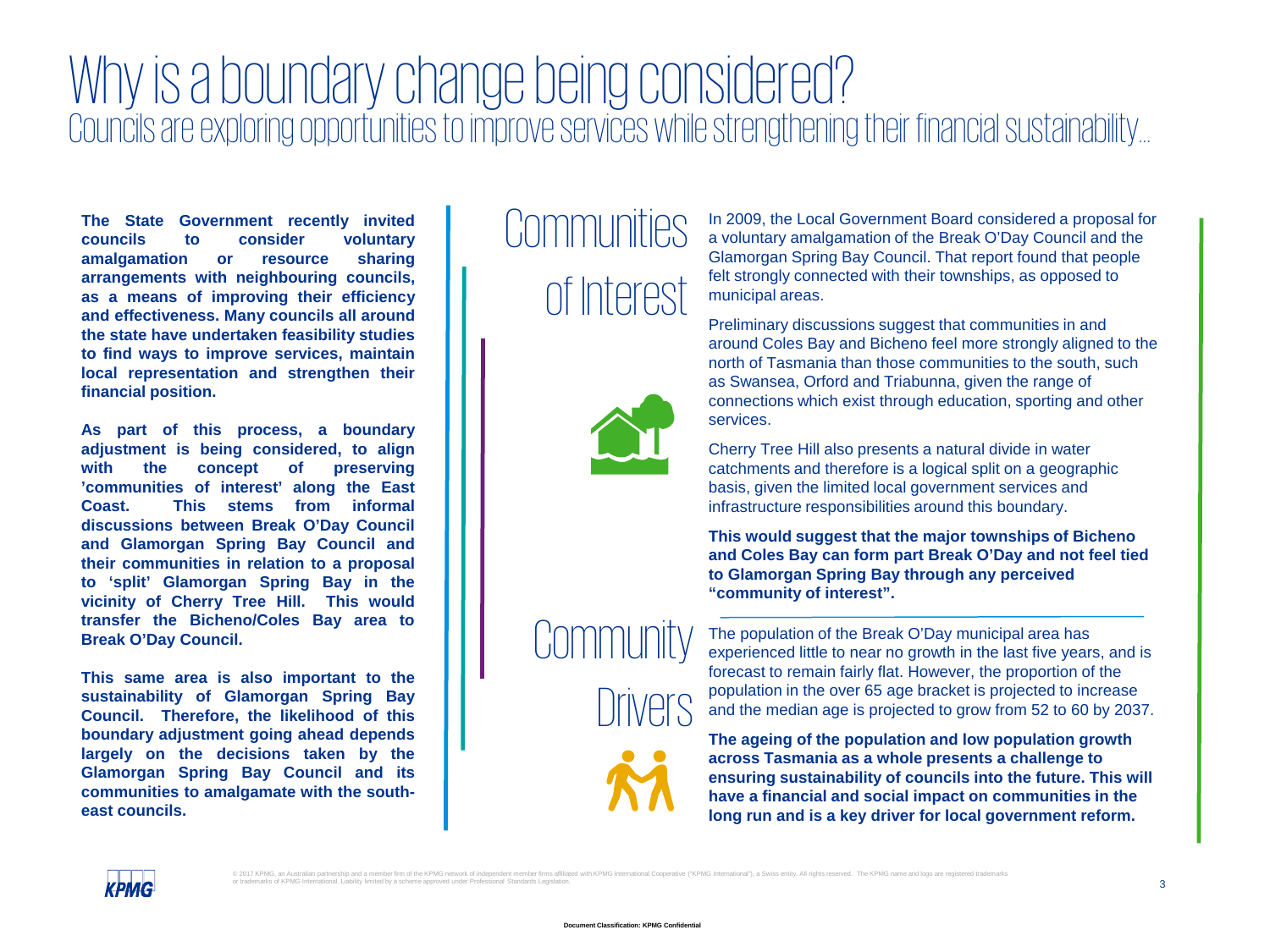# Why is a boundary change being considered?

## Councils are exploring opportunities to improve services while strengthening their financial sustainability…

**The State Government recently invited councils to consider voluntary amalgamation or resource sharing arrangements with neighbouring councils, as a means of improving their efficiency and effectiveness. Many councils all around the state have undertaken feasibility studies to find ways to improve services, maintain local representation and strengthen their financial position.**

**As part of this process, a boundary adjustment is being considered, to align with the concept of preserving 'communities of interest' along the East Coast. This stems from informal discussions between Break O'Day Council and Glamorgan Spring Bay Council and their communities in relation to a proposal to 'split' Glamorgan Spring Bay in the vicinity of Cherry Tree Hill. This would transfer the Bicheno/Coles Bay area to Break O'Day Council.**

**This same area is also important to the sustainability of Glamorgan Spring Bay Council. Therefore, the likelihood of this boundary adjustment going ahead depends largely on the decisions taken by the Glamorgan Spring Bay Council and its communities to amalgamate with the south-east councils.**

### Communities of Interest

In 2009, the Local Government Board considered a proposal for a voluntary amalgamation of the Break O'Day Council and the Glamorgan Spring Bay Council. That report found that people felt strongly connected with their townships, as opposed to municipal areas.

Preliminary discussions suggest that communities in and around Coles Bay and Bicheno feel more strongly aligned to the north of Tasmania than those communities to the south, such as Swansea, Orford and Triabunna, given the range of connections which exist through education, sporting and other services.

Cherry Tree Hill also presents a natural divide in water catchments and therefore is a logical split on a geographic basis, given the limited local government services and infrastructure responsibilities around this boundary.

**This would suggest that the major townships of Bicheno and Coles Bay can form part Break O'Day and not feel tied to Glamorgan Spring Bay through any perceived "community of interest".**

### Community Drivers

The population of the Break O'Day municipal area has experienced little to near no growth in the last five years, and is forecast to remain fairly flat. However, the proportion of the population in the over 65 age bracket is projected to increase and the median age is projected to grow from 52 to 60 by 2037.

**The ageing of the population and low population growth across Tasmania as a whole presents a challenge to ensuring sustainability of councils into the future. This will have a financial and social impact on communities in the long run and is a key driver for local government reform.**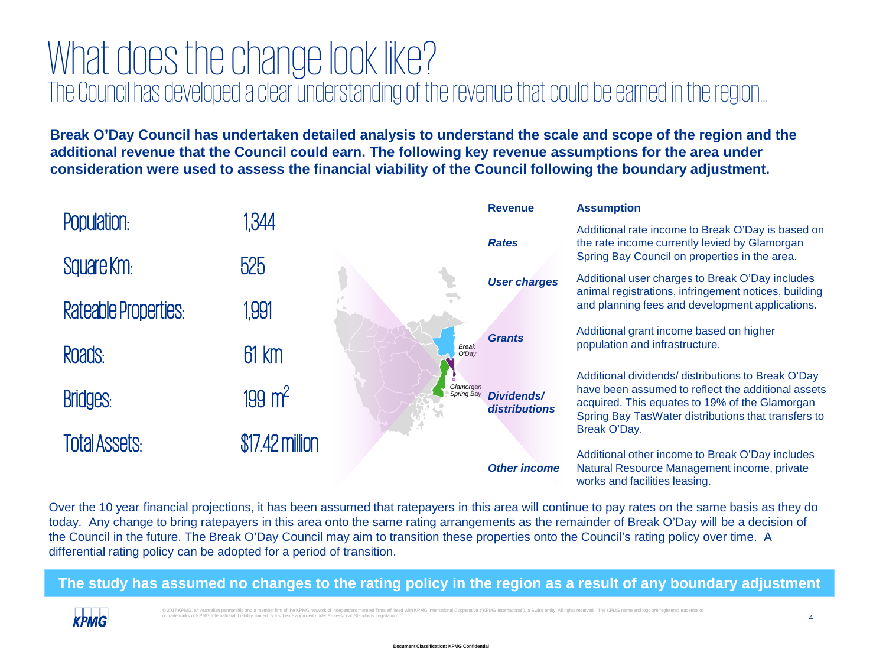# What does the change look like?

## The Council has developed a clear understanding of the revenue that could be earned in the region...

**Break O'Day Council has undertaken detailed analysis to understand the scale and scope of the region and the additional revenue that the Council could earn. The following key revenue assumptions for the area under consideration were used to assess the financial viability of the Council following the boundary adjustment.**

| | |
|---|---|
| Population: | 1,344 |
| Square Km: | 525 |
| Rateable Properties: | 1,991 |
| Roads: | 61 km |
| Bridges: | 199 $m^2$ |
| Total Assets: | $17.42 million |

| Revenue | Assumption |
|---|---|
| *Rates* | Additional rate income to Break O'Day is based on the rate income currently levied by Glamorgan Spring Bay Council on properties in the area. |
| *User charges* | Additional user charges to Break O'Day includes animal registrations, infringement notices, building and planning fees and development applications. |
| *Grants* | Additional grant income based on higher population and infrastructure. |
| *Dividends/ distributions* | Additional dividends/ distributions to Break O'Day have been assumed to reflect the additional assets acquired. This equates to 19% of the Glamorgan Spring Bay TasWater distributions that transfers to Break O'Day. |
| *Other income* | Additional other income to Break O'Day includes Natural Resource Management income, private works and facilities leasing. |

Over the 10 year financial projections, it has been assumed that ratepayers in this area will continue to pay rates on the same basis as they do today. Any change to bring ratepayers in this area onto the same rating arrangements as the remainder of Break O'Day will be a decision of the Council in the future. The Break O'Day Council may aim to transition these properties onto the Council's rating policy over time. A differential rating policy can be adopted for a period of transition.

**The study has assumed no changes to the rating policy in the region as a result of any boundary adjustment**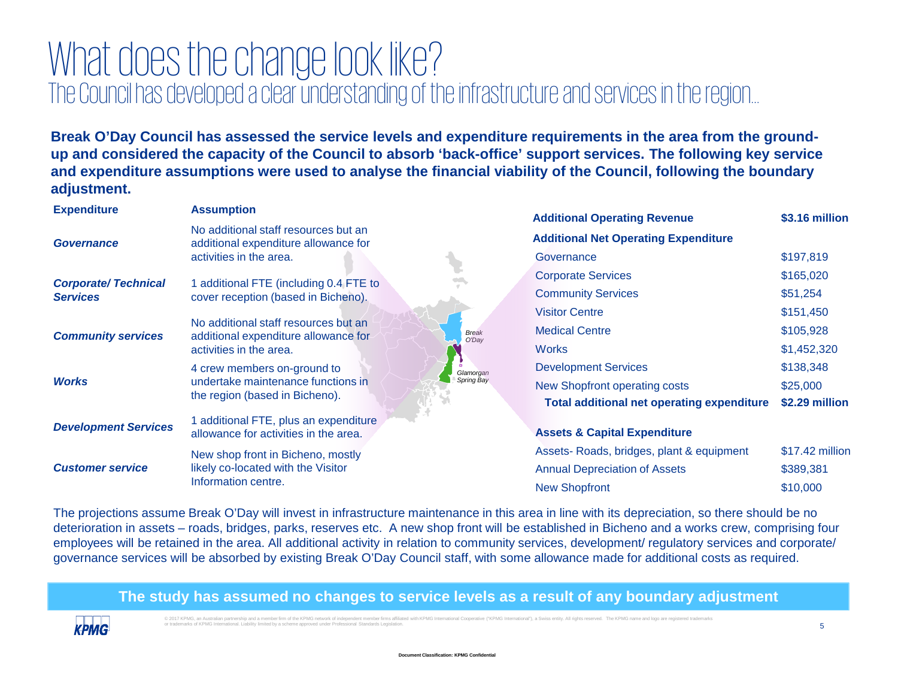# What does the change look like?

## The Council has developed a clear understanding of the infrastructure and services in the region...

**Break O'Day Council has assessed the service levels and expenditure requirements in the area from the ground-up and considered the capacity of the Council to absorb 'back-office' support services. The following key service and expenditure assumptions were used to analyse the financial viability of the Council, following the boundary adjustment.**

| Expenditure | Assumption |
|---|---|
| ***Governance*** | No additional staff resources but an additional expenditure allowance for activities in the area. |
| ***Corporate/ Technical Services*** | 1 additional FTE (including 0.4 FTE to cover reception (based in Bicheno). |
| ***Community services*** | No additional staff resources but an additional expenditure allowance for activities in the area. |
| ***Works*** | 4 crew members on-ground to undertake maintenance functions in the region (based in Bicheno). |
| ***Development Services*** | 1 additional FTE, plus an expenditure allowance for activities in the area. |
| ***Customer service*** | New shop front in Bicheno, mostly likely co-located with the Visitor Information centre. |

*Break O'Day*

*Glamorgan Spring Bay*

| **Additional Operating Revenue** | **$3.16 million** |
|---|---|
| **Additional Net Operating Expenditure** | |
| Governance | $197,819 |
| Corporate Services | $165,020 |
| Community Services | $51,254 |
| Visitor Centre | $151,450 |
| Medical Centre | $105,928 |
| Works | $1,452,320 |
| Development Services | $138,348 |
| New Shopfront operating costs | $25,000 |
| **Total additional net operating expenditure** | **$2.29 million** |
| | |
| **Assets & Capital Expenditure** | |
| Assets- Roads, bridges, plant & equipment | $17.42 million |
| Annual Depreciation of Assets | $389,381 |
| New Shopfront | $10,000 |

The projections assume Break O'Day will invest in infrastructure maintenance in this area in line with its depreciation, so there should be no deterioration in assets – roads, bridges, parks, reserves etc. A new shop front will be established in Bicheno and a works crew, comprising four employees will be retained in the area. All additional activity in relation to community services, development/ regulatory services and corporate/ governance services will be absorbed by existing Break O'Day Council staff, with some allowance made for additional costs as required.

**The study has assumed no changes to service levels as a result of any boundary adjustment**

© 2017 KPMG, an Australian partnership and a member firm of the KPMG network of independent member firms affiliated with KPMG International Cooperative ("KPMG International"), a Swiss entity. All rights reserved. The KPMG name and logo are registered trademarks or trademarks of KPMG International. Liability limited by a scheme approved under Professional Standards Legislation.

**Document Classification: KPMG Confidential**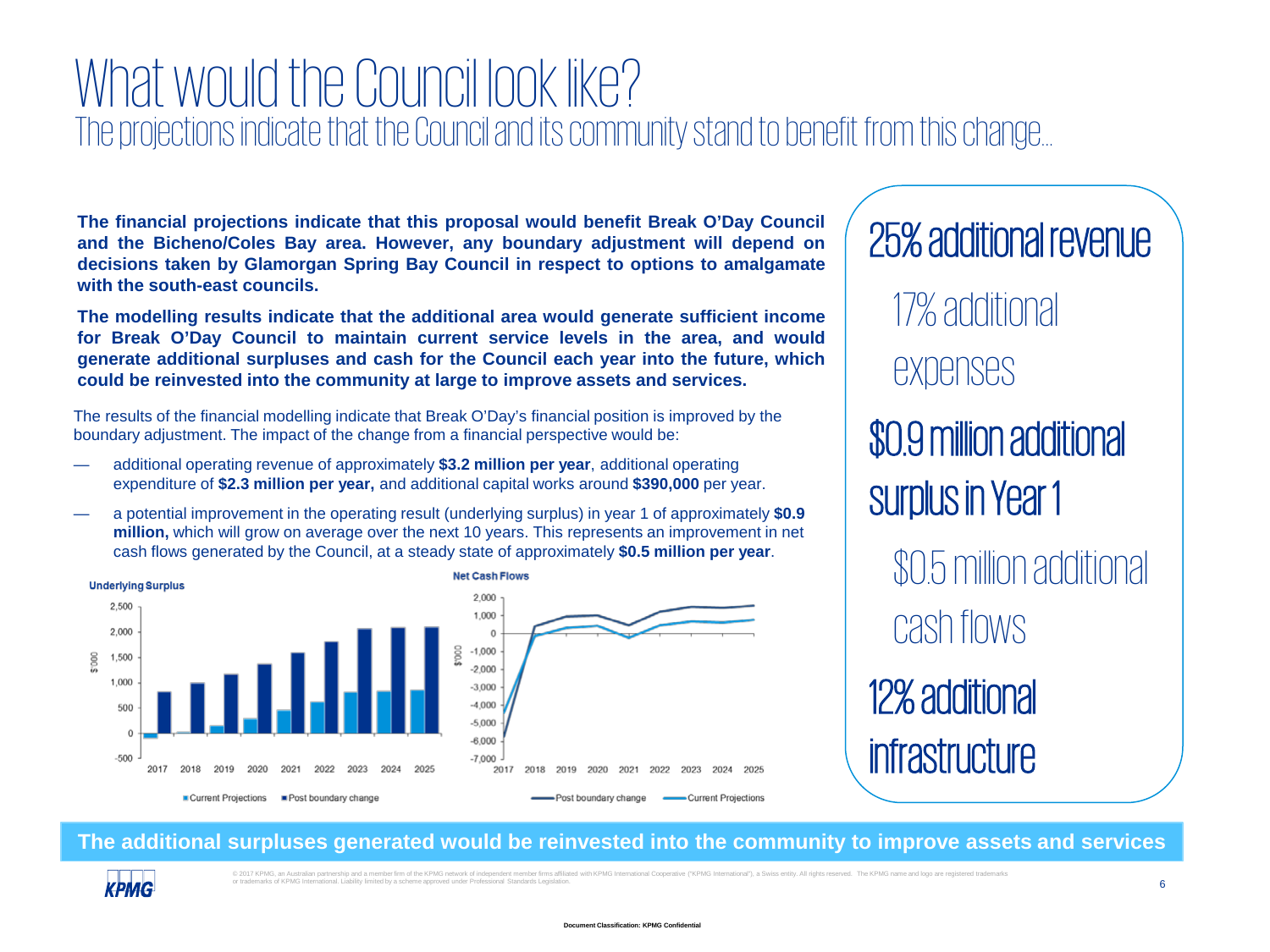# What would the Council look like?

## The projections indicate that the Council and its community stand to benefit from this change...

**The financial projections indicate that this proposal would benefit Break O'Day Council and the Bicheno/Coles Bay area. However, any boundary adjustment will depend on decisions taken by Glamorgan Spring Bay Council in respect to options to amalgamate with the south-east councils.**

**The modelling results indicate that the additional area would generate sufficient income for Break O'Day Council to maintain current service levels in the area, and would generate additional surpluses and cash for the Council each year into the future, which could be reinvested into the community at large to improve assets and services.**

The results of the financial modelling indicate that Break O'Day's financial position is improved by the boundary adjustment. The impact of the change from a financial perspective would be:

- additional operating revenue of approximately **$3.2 million per year**, additional operating expenditure of **$2.3 million per year,** and additional capital works around **$390,000** per year.
- a potential improvement in the operating result (underlying surplus) in year 1 of approximately **$0.9 million,** which will grow on average over the next 10 years. This represents an improvement in net cash flows generated by the Council, at a steady state of approximately **$0.5 million per year**.

**Underlying Surplus** ($'000)

2017, 2018, 2019, 2020, 2021, 2022, 2023, 2024, 2025

Current Projections / Post boundary change

**Net Cash Flows** ($'000)

2017, 2018, 2019, 2020, 2021, 2022, 2023, 2024, 2025

Post boundary change / Current Projections

**25% additional revenue**

17% additional expenses

**$0.9 million additional surplus in Year 1**

$0.5 million additional cash flows

**12% additional infrastructure**

**The additional surpluses generated would be reinvested into the community to improve assets and services**

© 2017 KPMG, an Australian partnership and a member firm of the KPMG network of independent member firms affiliated with KPMG International Cooperative ("KPMG International"), a Swiss entity. All rights reserved. The KPMG name and logo are registered trademarks or trademarks of KPMG International. Liability limited by a scheme approved under Professional Standards Legislation.

Document Classification: KPMG Confidential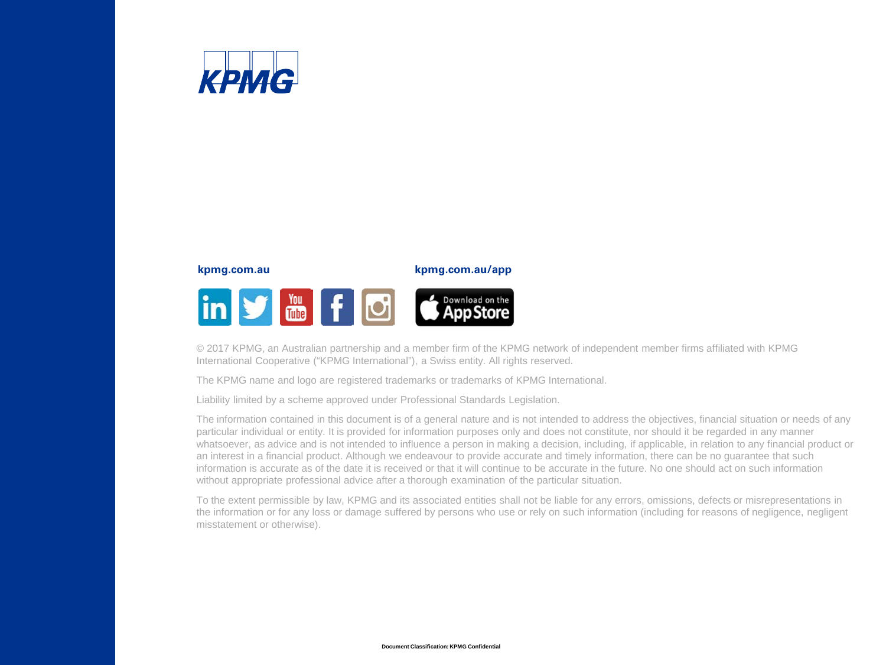KPMG

kpmg.com.au

kpmg.com.au/app

© 2017 KPMG, an Australian partnership and a member firm of the KPMG network of independent member firms affiliated with KPMG International Cooperative (“KPMG International”), a Swiss entity. All rights reserved.

The KPMG name and logo are registered trademarks or trademarks of KPMG International.

Liability limited by a scheme approved under Professional Standards Legislation.

The information contained in this document is of a general nature and is not intended to address the objectives, financial situation or needs of any particular individual or entity. It is provided for information purposes only and does not constitute, nor should it be regarded in any manner whatsoever, as advice and is not intended to influence a person in making a decision, including, if applicable, in relation to any financial product or an interest in a financial product. Although we endeavour to provide accurate and timely information, there can be no guarantee that such information is accurate as of the date it is received or that it will continue to be accurate in the future. No one should act on such information without appropriate professional advice after a thorough examination of the particular situation.

To the extent permissible by law, KPMG and its associated entities shall not be liable for any errors, omissions, defects or misrepresentations in the information or for any loss or damage suffered by persons who use or rely on such information (including for reasons of negligence, negligent misstatement or otherwise).

**Document Classification: KPMG Confidential**